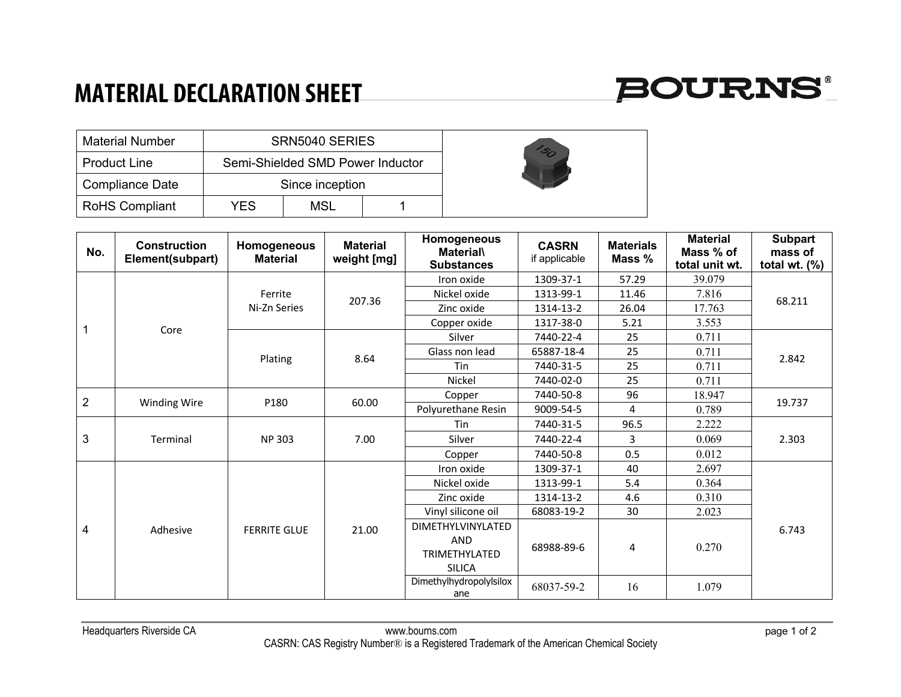# MATERIAL DECLARATION SHEET

| Material Number | SRN5040 SERIES | | |
|---|---|---|---|
| Product Line | Semi-Shielded SMD Power Inductor | | |
| Compliance Date | Since inception | | |
| RoHS Compliant | YES | MSL | 1 |

| No. | Construction Element(subpart) | Homogeneous Material | Material weight [mg] | Homogeneous Material\ Substances | CASRN if applicable | Materials Mass % | Material Mass % of total unit wt. | Subpart mass of total wt. (%) |
|---|---|---|---|---|---|---|---|---|
| 1 | Core | Ferrite Ni-Zn Series | 207.36 | Iron oxide | 1309-37-1 | 57.29 | 39.079 | 68.211 |
| | | | | Nickel oxide | 1313-99-1 | 11.46 | 7.816 | |
| | | | | Zinc oxide | 1314-13-2 | 26.04 | 17.763 | |
| | | | | Copper oxide | 1317-38-0 | 5.21 | 3.553 | |
| | | Plating | 8.64 | Silver | 7440-22-4 | 25 | 0.711 | 2.842 |
| | | | | Glass non lead | 65887-18-4 | 25 | 0.711 | |
| | | | | Tin | 7440-31-5 | 25 | 0.711 | |
| | | | | Nickel | 7440-02-0 | 25 | 0.711 | |
| 2 | Winding Wire | P180 | 60.00 | Copper | 7440-50-8 | 96 | 18.947 | 19.737 |
| | | | | Polyurethane Resin | 9009-54-5 | 4 | 0.789 | |
| 3 | Terminal | NP 303 | 7.00 | Tin | 7440-31-5 | 96.5 | 2.222 | 2.303 |
| | | | | Silver | 7440-22-4 | 3 | 0.069 | |
| | | | | Copper | 7440-50-8 | 0.5 | 0.012 | |
| 4 | Adhesive | FERRITE GLUE | 21.00 | Iron oxide | 1309-37-1 | 40 | 2.697 | 6.743 |
| | | | | Nickel oxide | 1313-99-1 | 5.4 | 0.364 | |
| | | | | Zinc oxide | 1314-13-2 | 4.6 | 0.310 | |
| | | | | Vinyl silicone oil | 68083-19-2 | 30 | 2.023 | |
| | | | | DIMETHYLVINYLATED AND TRIMETHYLATED SILICA | 68988-89-6 | 4 | 0.270 | |
| | | | | Dimethylhydropolylsiloxane | 68037-59-2 | 16 | 1.079 | |

Headquarters Riverside CA www.bourns.com

CASRN: CAS Registry Number® is a Registered Trademark of the American Chemical Society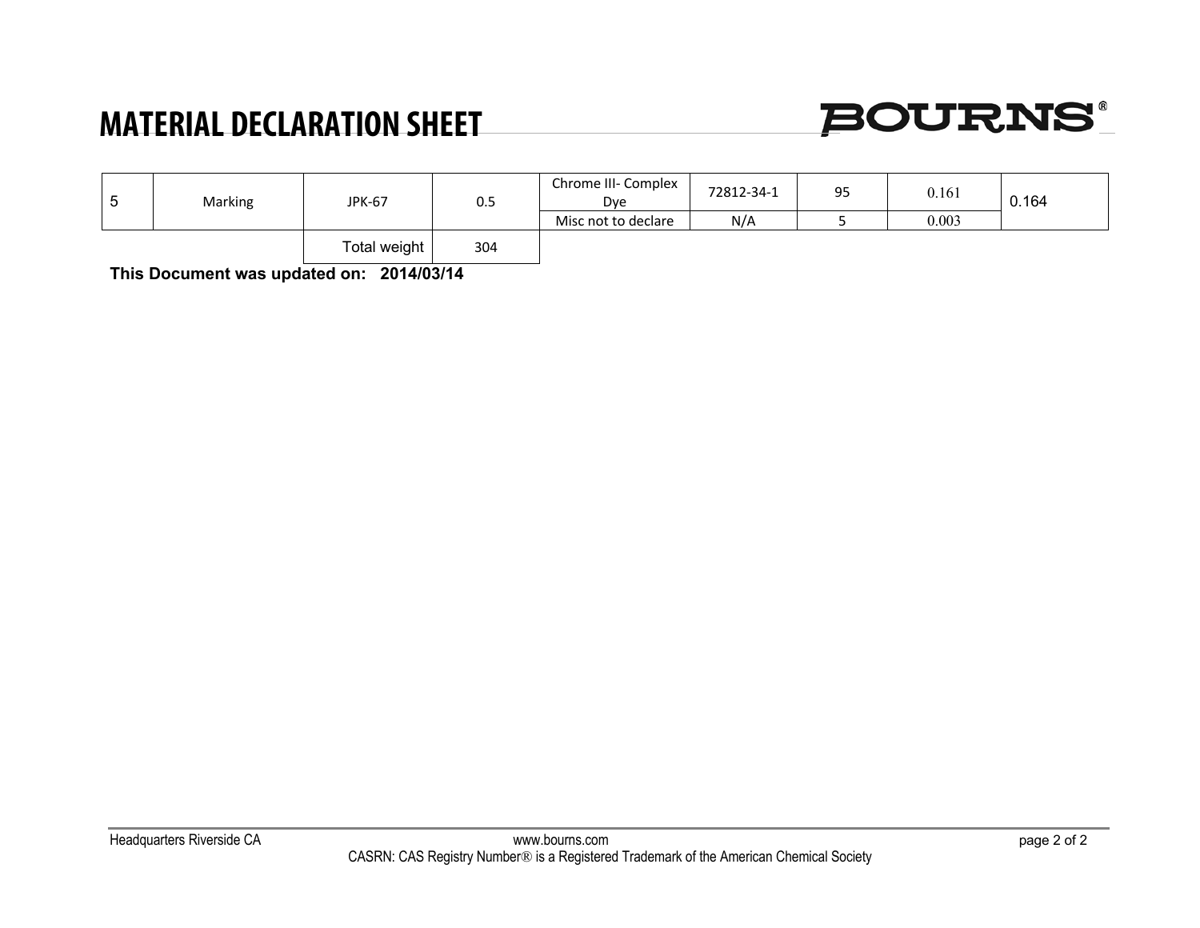# MATERIAL DECLARATION SHEET

| | | | | | | | | |
|---|---|---|---|---|---|---|---|---|
| 5 | Marking | JPK-67 | 0.5 | Chrome III- Complex Dye | 72812-34-1 | 95 | 0.161 | 0.164 |
| | | | | Misc not to declare | N/A | 5 | 0.003 | |
| | | Total weight | 304 | | | | | |

**This Document was updated on: 2014/03/14**

Headquarters Riverside CA www.bourns.com

CASRN: CAS Registry Number® is a Registered Trademark of the American Chemical Society